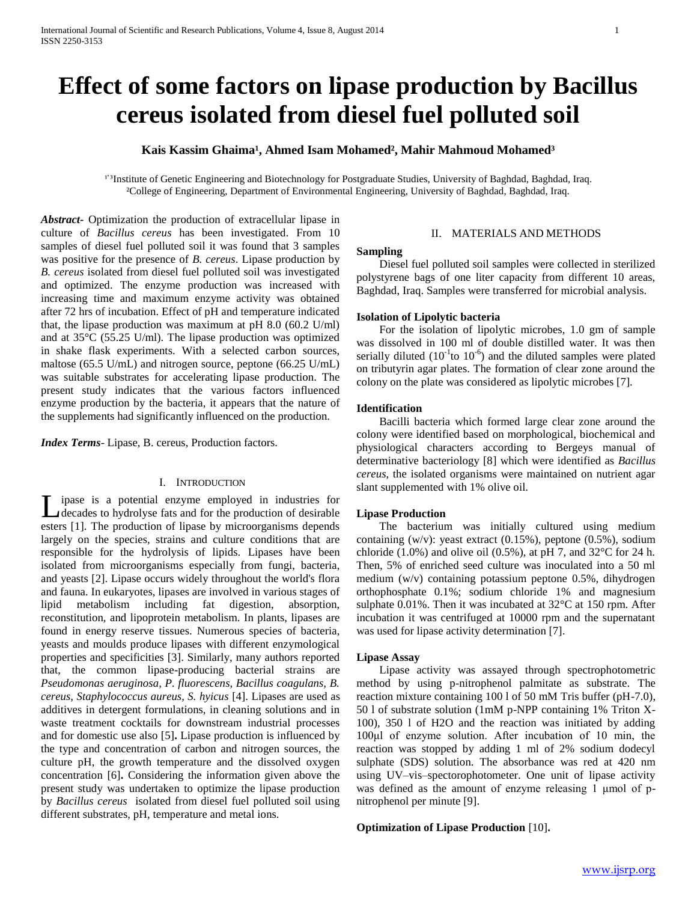# Effect of some factors on lipase production by Bacillus cereus isolated from diesel fuel polluted soil

**Kais Kassim Ghaima[1], Ahmed Isam Mohamed[2], Mahir Mahmoud Mohamed[3]**

[1,3]Institute of Genetic Engineering and Biotechnology for Postgraduate Studies, University of Baghdad, Baghdad, Iraq.
[2]College of Engineering, Department of Environmental Engineering, University of Baghdad, Baghdad, Iraq.

***Abstract-*** Optimization the production of extracellular lipase in culture of *Bacillus cereus* has been investigated. From 10 samples of diesel fuel polluted soil it was found that 3 samples was positive for the presence of *B. cereus*. Lipase production by *B. cereus* isolated from diesel fuel polluted soil was investigated and optimized. The enzyme production was increased with increasing time and maximum enzyme activity was obtained after 72 hrs of incubation. Effect of pH and temperature indicated that, the lipase production was maximum at pH 8.0 (60.2 U/ml) and at 35°C (55.25 U/ml). The lipase production was optimized in shake flask experiments. With a selected carbon sources, maltose (65.5 U/mL) and nitrogen source, peptone (66.25 U/mL) was suitable substrates for accelerating lipase production. The present study indicates that the various factors influenced enzyme production by the bacteria, it appears that the nature of the supplements had significantly influenced on the production.

***Index Terms*-** Lipase, B. cereus, Production factors.

## I. Introduction

Lipase is a potential enzyme employed in industries for decades to hydrolyse fats and for the production of desirable esters [1]. The production of lipase by microorganisms depends largely on the species, strains and culture conditions that are responsible for the hydrolysis of lipids. Lipases have been isolated from microorganisms especially from fungi, bacteria, and yeasts [2]. Lipase occurs widely throughout the world's flora and fauna. In eukaryotes, lipases are involved in various stages of lipid metabolism including fat digestion, absorption, reconstitution, and lipoprotein metabolism. In plants, lipases are found in energy reserve tissues. Numerous species of bacteria, yeasts and moulds produce lipases with different enzymological properties and specificities [3]. Similarly, many authors reported that, the common lipase-producing bacterial strains are *Pseudomonas aeruginosa, P. fluorescens, Bacillus coagulans, B. cereus, Staphylococcus aureus, S. hyicus* [4]. Lipases are used as additives in detergent formulations, in cleaning solutions and in waste treatment cocktails for downstream industrial processes and for domestic use also [5]**.** Lipase production is influenced by the type and concentration of carbon and nitrogen sources, the culture pH, the growth temperature and the dissolved oxygen concentration [6]**.** Considering the information given above the present study was undertaken to optimize the lipase production by *Bacillus cereus* isolated from diesel fuel polluted soil using different substrates, pH, temperature and metal ions.

## II. Materials and Methods

**Sampling**

Diesel fuel polluted soil samples were collected in sterilized polystyrene bags of one liter capacity from different 10 areas, Baghdad, Iraq. Samples were transferred for microbial analysis.

**Isolation of Lipolytic bacteria**

For the isolation of lipolytic microbes, 1.0 gm of sample was dissolved in 100 ml of double distilled water. It was then serially diluted ($10^{-1}$to $10^{-6}$) and the diluted samples were plated on tributyrin agar plates. The formation of clear zone around the colony on the plate was considered as lipolytic microbes [7].

**Identification**

Bacilli bacteria which formed large clear zone around the colony were identified based on morphological, biochemical and physiological characters according to Bergeys manual of determinative bacteriology [8] which were identified as *Bacillus cereus,* the isolated organisms were maintained on nutrient agar slant supplemented with 1% olive oil.

**Lipase Production**

The bacterium was initially cultured using medium containing (w/v): yeast extract (0.15%), peptone (0.5%), sodium chloride (1.0%) and olive oil (0.5%), at pH 7, and 32°C for 24 h. Then, 5% of enriched seed culture was inoculated into a 50 ml medium (w/v) containing potassium peptone 0.5%, dihydrogen orthophosphate 0.1%; sodium chloride 1% and magnesium sulphate 0.01%. Then it was incubated at 32°C at 150 rpm. After incubation it was centrifuged at 10000 rpm and the supernatant was used for lipase activity determination [7].

**Lipase Assay**

Lipase activity was assayed through spectrophotometric method by using p-nitrophenol palmitate as substrate. The reaction mixture containing 100 l of 50 mM Tris buffer (pH-7.0), 50 l of substrate solution (1mM p-NPP containing 1% Triton X-100), 350 l of H2O and the reaction was initiated by adding 100μl of enzyme solution. After incubation of 10 min, the reaction was stopped by adding 1 ml of 2% sodium dodecyl sulphate (SDS) solution. The absorbance was red at 420 nm using UV–vis–spectorophotometer. One unit of lipase activity was defined as the amount of enzyme releasing 1 μmol of p-nitrophenol per minute [9].

**Optimization of Lipase Production** [10]**.**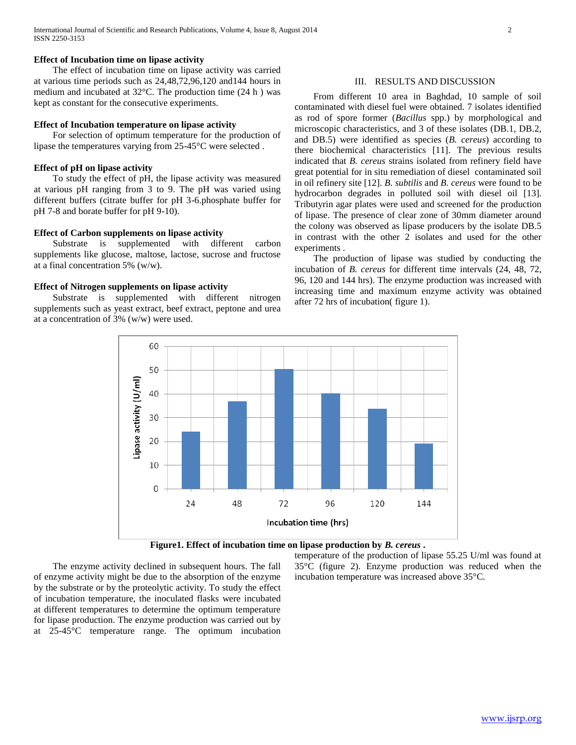**Effect of Incubation time on lipase activity**

The effect of incubation time on lipase activity was carried at various time periods such as 24,48,72,96,120 and144 hours in medium and incubated at 32°C. The production time (24 h ) was kept as constant for the consecutive experiments.

**Effect of Incubation temperature on lipase activity**

For selection of optimum temperature for the production of lipase the temperatures varying from 25-45°C were selected .

**Effect of pH on lipase activity**

To study the effect of pH, the lipase activity was measured at various pH ranging from 3 to 9. The pH was varied using different buffers (citrate buffer for pH 3-6.phosphate buffer for pH 7-8 and borate buffer for pH 9-10).

**Effect of Carbon supplements on lipase activity**

Substrate is supplemented with different carbon supplements like glucose, maltose, lactose, sucrose and fructose at a final concentration 5% (w/w).

**Effect of Nitrogen supplements on lipase activity**

Substrate is supplemented with different nitrogen supplements such as yeast extract, beef extract, peptone and urea at a concentration of 3% (w/w) were used.

## III. RESULTS AND DISCUSSION

From different 10 area in Baghdad, 10 sample of soil contaminated with diesel fuel were obtained. 7 isolates identified as rod of spore former (*Bacillus* spp.) by morphological and microscopic characteristics, and 3 of these isolates (DB.1, DB.2, and DB.5) were identified as species (*B. cereus*) according to there biochemical characteristics [11]. The previous results indicated that *B. cereus* strains isolated from refinery field have great potential for in situ remediation of diesel contaminated soil in oil refinery site [12]. *B. subtilis* and *B. cereus* were found to be hydrocarbon degrades in polluted soil with diesel oil [13]. Tributyrin agar plates were used and screened for the production of lipase. The presence of clear zone of 30mm diameter around the colony was observed as lipase producers by the isolate DB.5 in contrast with the other 2 isolates and used for the other experiments .

The production of lipase was studied by conducting the incubation of *B. cereus* for different time intervals (24, 48, 72, 96, 120 and 144 hrs). The enzyme production was increased with increasing time and maximum enzyme activity was obtained after 72 hrs of incubation( figure 1).

**Figure1. Effect of incubation time on lipase production by *B. cereus* .**

The enzyme activity declined in subsequent hours. The fall of enzyme activity might be due to the absorption of the enzyme by the substrate or by the proteolytic activity. To study the effect of incubation temperature, the inoculated flasks were incubated at different temperatures to determine the optimum temperature for lipase production. The enzyme production was carried out by at 25-45°C temperature range. The optimum incubation temperature of the production of lipase 55.25 U/ml was found at 35°C (figure 2). Enzyme production was reduced when the incubation temperature was increased above 35°C.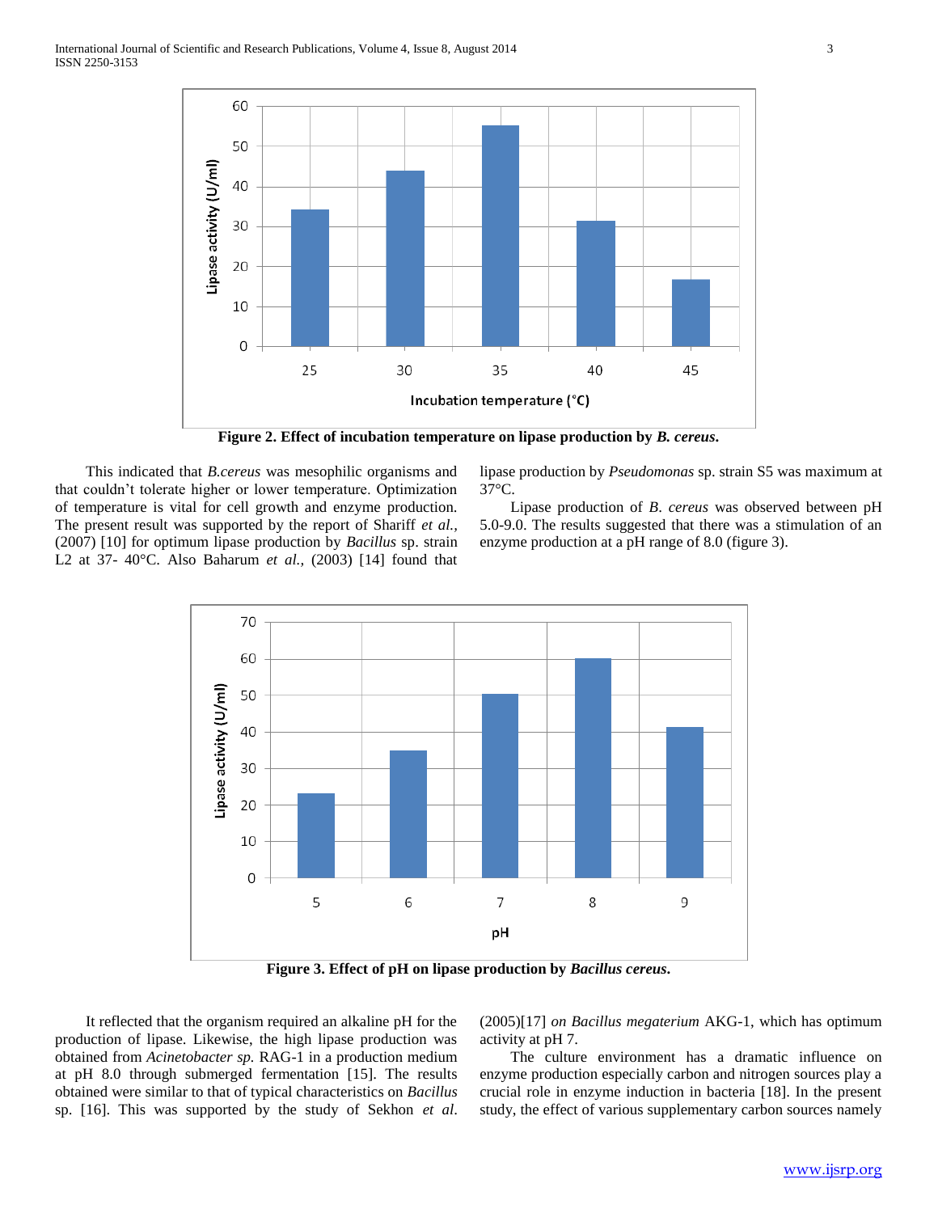**Figure 2. Effect of incubation temperature on lipase production by *B. cereus*.**

This indicated that *B.cereus* was mesophilic organisms and that couldn't tolerate higher or lower temperature. Optimization of temperature is vital for cell growth and enzyme production. The present result was supported by the report of Shariff *et al.,* (2007) [10] for optimum lipase production by *Bacillus* sp. strain L2 at 37- 40°C. Also Baharum *et al.,* (2003) [14] found that lipase production by *Pseudomonas* sp. strain S5 was maximum at 37°C.

Lipase production of *B. cereus* was observed between pH 5.0-9.0. The results suggested that there was a stimulation of an enzyme production at a pH range of 8.0 (figure 3).

**Figure 3. Effect of pH on lipase production by *Bacillus cereus*.**

It reflected that the organism required an alkaline pH for the production of lipase. Likewise, the high lipase production was obtained from *Acinetobacter sp.* RAG-1 in a production medium at pH 8.0 through submerged fermentation [15]. The results obtained were similar to that of typical characteristics on *Bacillus* sp. [16]. This was supported by the study of Sekhon *et al.* (2005)[17] *on Bacillus megaterium* AKG-1, which has optimum activity at pH 7.

The culture environment has a dramatic influence on enzyme production especially carbon and nitrogen sources play a crucial role in enzyme induction in bacteria [18]. In the present study, the effect of various supplementary carbon sources namely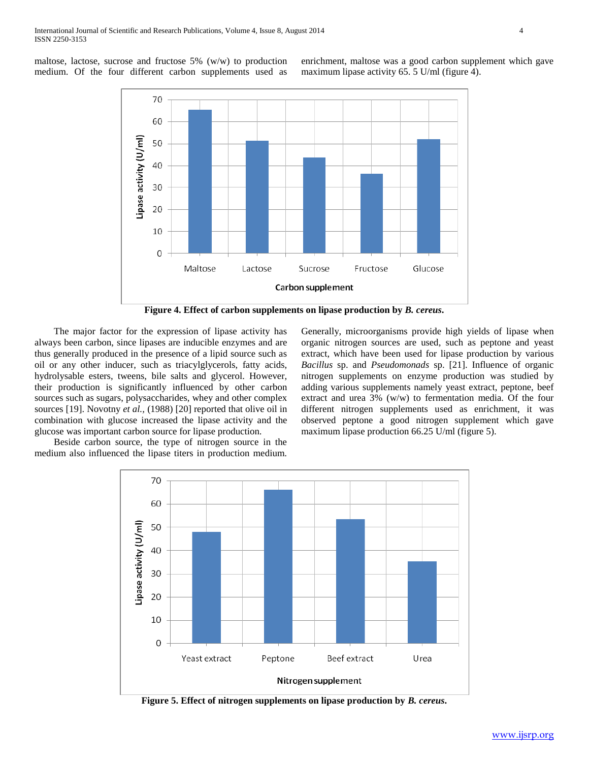maltose, lactose, sucrose and fructose 5% (w/w) to production medium. Of the four different carbon supplements used as enrichment, maltose was a good carbon supplement which gave maximum lipase activity 65. 5 U/ml (figure 4).

**Figure 4. Effect of carbon supplements on lipase production by *B. cereus*.**

The major factor for the expression of lipase activity has always been carbon, since lipases are inducible enzymes and are thus generally produced in the presence of a lipid source such as oil or any other inducer, such as triacylglycerols, fatty acids, hydrolysable esters, tweens, bile salts and glycerol. However, their production is significantly influenced by other carbon sources such as sugars, polysaccharides, whey and other complex sources [19]. Novotny *et al.,* (1988) [20] reported that olive oil in combination with glucose increased the lipase activity and the glucose was important carbon source for lipase production.

Beside carbon source, the type of nitrogen source in the medium also influenced the lipase titers in production medium. Generally, microorganisms provide high yields of lipase when organic nitrogen sources are used, such as peptone and yeast extract, which have been used for lipase production by various *Bacillus* sp. and *Pseudomonads* sp. [21]. Influence of organic nitrogen supplements on enzyme production was studied by adding various supplements namely yeast extract, peptone, beef extract and urea 3% (w/w) to fermentation media. Of the four different nitrogen supplements used as enrichment, it was observed peptone a good nitrogen supplement which gave maximum lipase production 66.25 U/ml (figure 5).

**Figure 5. Effect of nitrogen supplements on lipase production by *B. cereus*.**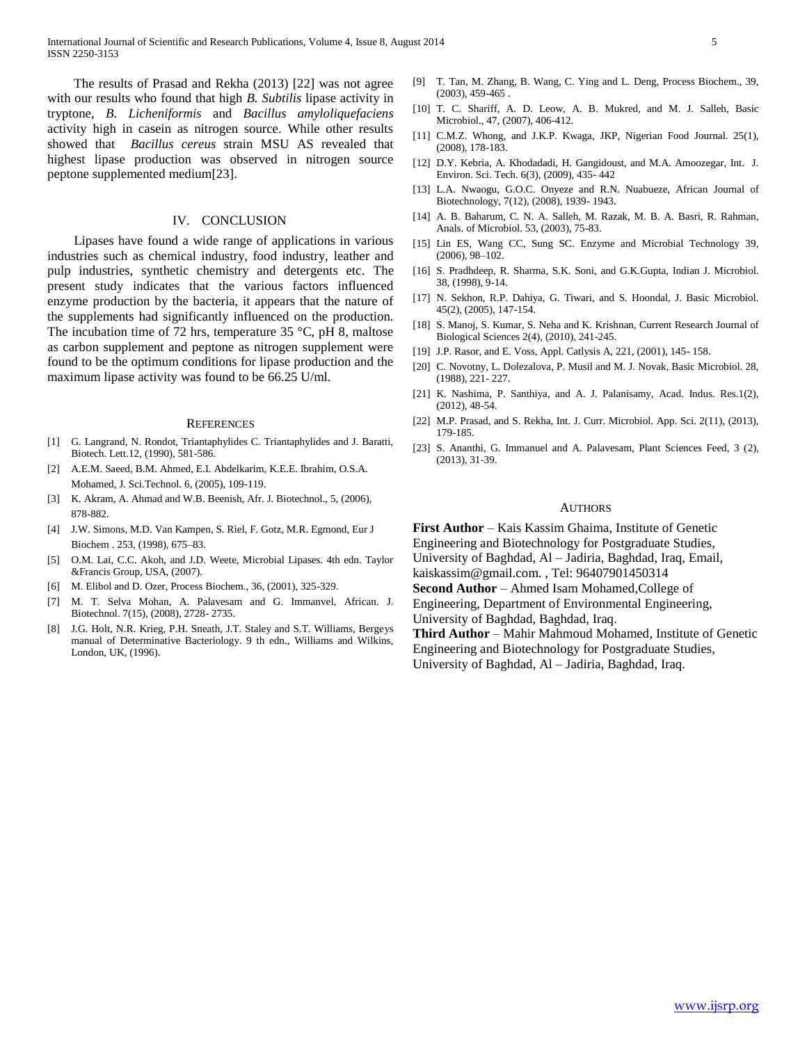The results of Prasad and Rekha (2013) [22] was not agree with our results who found that high *B. Subtilis* lipase activity in tryptone, *B. Licheniformis* and *Bacillus amyloliquefaciens* activity high in casein as nitrogen source. While other results showed that *Bacillus cereus* strain MSU AS revealed that highest lipase production was observed in nitrogen source peptone supplemented medium[23].

## IV. CONCLUSION

Lipases have found a wide range of applications in various industries such as chemical industry, food industry, leather and pulp industries, synthetic chemistry and detergents etc. The present study indicates that the various factors influenced enzyme production by the bacteria, it appears that the nature of the supplements had significantly influenced on the production. The incubation time of 72 hrs, temperature 35 °C, pH 8, maltose as carbon supplement and peptone as nitrogen supplement were found to be the optimum conditions for lipase production and the maximum lipase activity was found to be 66.25 U/ml.

## REFERENCES

[1] G. Langrand, N. Rondot, Triantaphylides C. Triantaphylides and J. Baratti, Biotech. Lett.12, (1990), 581-586.

[2] A.E.M. Saeed, B.M. Ahmed, E.I. Abdelkarim, K.E.E. Ibrahim, O.S.A. Mohamed, J. Sci.Technol. 6, (2005), 109-119.

[3] K. Akram, A. Ahmad and W.B. Beenish, Afr. J. Biotechnol., 5, (2006), 878-882.

[4] J.W. Simons, M.D. Van Kampen, S. Riel, F. Gotz, M.R. Egmond, Eur J Biochem . 253, (1998), 675–83.

[5] O.M. Lai, C.C. Akoh, and J.D. Weete, Microbial Lipases. 4th edn. Taylor &Francis Group, USA, (2007).

[6] M. Elibol and D. Ozer, Process Biochem., 36, (2001), 325-329.

[7] M. T. Selva Mohan, A. Palavesam and G. Immanvel, African. J. Biotechnol. 7(15), (2008), 2728- 2735.

[8] J.G. Holt, N.R. Krieg, P.H. Sneath, J.T. Staley and S.T. Williams, Bergeys manual of Determinative Bacteriology. 9 th edn., Williams and Wilkins, London, UK, (1996).

[9] T. Tan, M. Zhang, B. Wang, C. Ying and L. Deng, Process Biochem., 39, (2003), 459-465 .

[10] T. C. Shariff, A. D. Leow, A. B. Mukred, and M. J. Salleh, Basic Microbiol., 47, (2007), 406-412.

[11] C.M.Z. Whong, and J.K.P. Kwaga, JKP, Nigerian Food Journal. 25(1), (2008), 178-183.

[12] D.Y. Kebria, A. Khodadadi, H. Gangidoust, and M.A. Amoozegar, Int. J. Environ. Sci. Tech. 6(3), (2009), 435- 442

[13] L.A. Nwaogu, G.O.C. Onyeze and R.N. Nuabueze, African Journal of Biotechnology, 7(12), (2008), 1939- 1943.

[14] A. B. Baharum, C. N. A. Salleh, M. Razak, M. B. A. Basri, R. Rahman, Anals. of Microbiol. 53, (2003), 75-83.

[15] Lin ES, Wang CC, Sung SC. Enzyme and Microbial Technology 39, (2006), 98–102.

[16] S. Pradhdeep, R. Sharma, S.K. Soni, and G.K.Gupta, Indian J. Microbiol. 38, (1998), 9-14.

[17] N. Sekhon, R.P. Dahiya, G. Tiwari, and S. Hoondal, J. Basic Microbiol. 45(2), (2005), 147-154.

[18] S. Manoj, S. Kumar, S. Neha and K. Krishnan, Current Research Journal of Biological Sciences 2(4), (2010), 241-245.

[19] J.P. Rasor, and E. Voss, Appl. Catlysis A, 221, (2001), 145- 158.

[20] C. Novotny, L. Dolezalova, P. Musil and M. J. Novak, Basic Microbiol. 28, (1988), 221- 227.

[21] K. Nashima, P. Santhiya, and A. J. Palanisamy, Acad. Indus. Res.1(2), (2012), 48-54.

[22] M.P. Prasad, and S. Rekha, Int. J. Curr. Microbiol. App. Sci. 2(11), (2013), 179-185.

[23] S. Ananthi, G. Immanuel and A. Palavesam, Plant Sciences Feed, 3 (2), (2013), 31-39.

## AUTHORS

**First Author** – Kais Kassim Ghaima, Institute of Genetic Engineering and Biotechnology for Postgraduate Studies, University of Baghdad, Al – Jadiria, Baghdad, Iraq, Email, kaiskassim@gmail.com. , Tel: 96407901450314

**Second Author** – Ahmed Isam Mohamed,College of Engineering, Department of Environmental Engineering, University of Baghdad, Baghdad, Iraq.

**Third Author** – Mahir Mahmoud Mohamed, Institute of Genetic Engineering and Biotechnology for Postgraduate Studies, University of Baghdad, Al – Jadiria, Baghdad, Iraq.